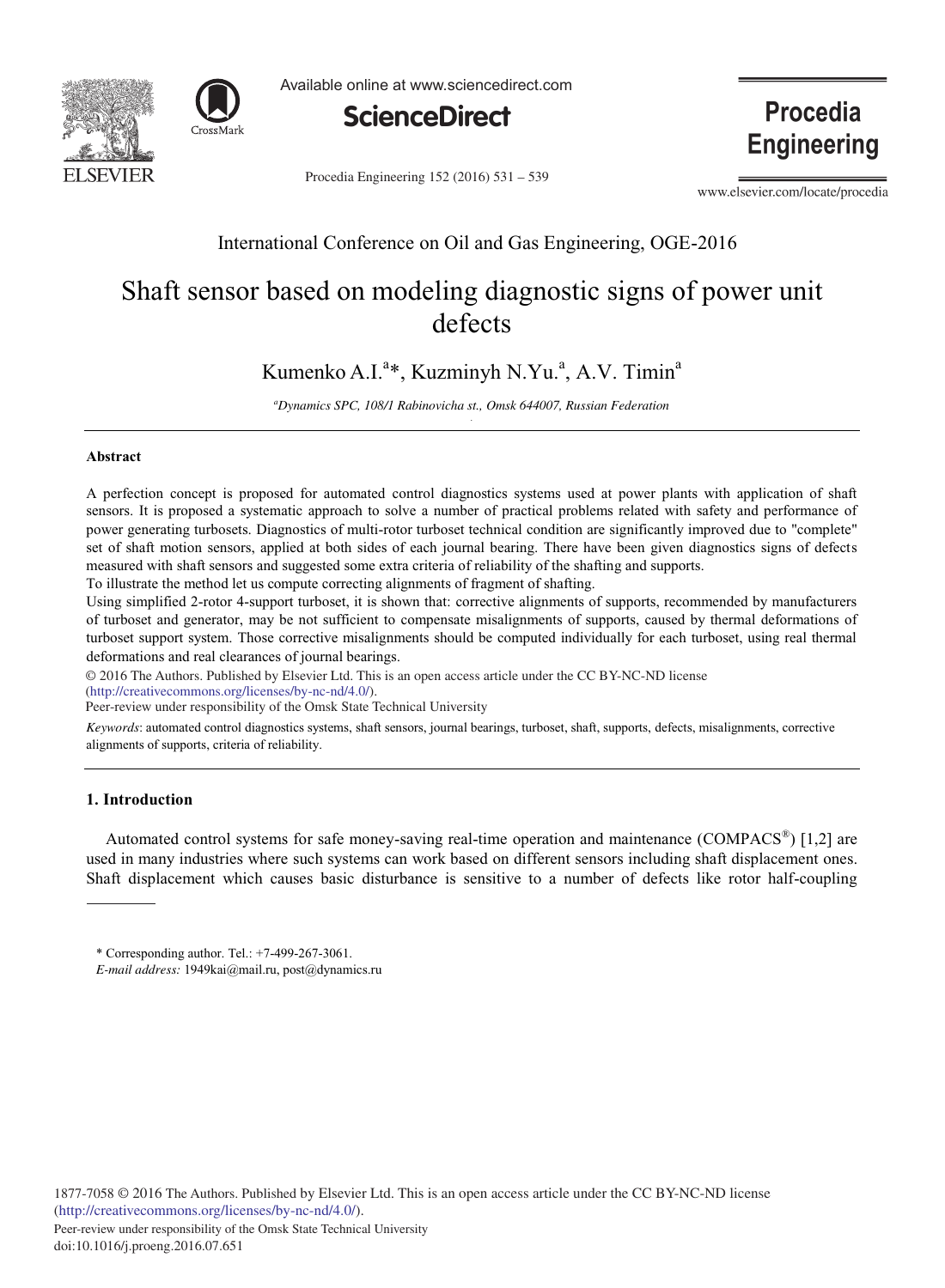International Conference on Oil and Gas Engineering, OGE-2016

# Shaft sensor based on modeling diagnostic signs of power unit defects

Kumenko A.I.[a]*, Kuzminyh N.Yu.[a], A.V. Timin[a]

[a]*Dynamics SPC, 108/1 Rabinovicha st., Omsk 644007, Russian Federation*

---

**Abstract**

A perfection concept is proposed for automated control diagnostics systems used at power plants with application of shaft sensors. It is proposed a systematic approach to solve a number of practical problems related with safety and performance of power generating turbosets. Diagnostics of multi-rotor turboset technical condition are significantly improved due to "complete" set of shaft motion sensors, applied at both sides of each journal bearing. There have been given diagnostics signs of defects measured with shaft sensors and suggested some extra criteria of reliability of the shafting and supports.

To illustrate the method let us compute correcting alignments of fragment of shafting.

Using simplified 2-rotor 4-support turboset, it is shown that: corrective alignments of supports, recommended by manufacturers of turboset and generator, may be not sufficient to compensate misalignments of supports, caused by thermal deformations of turboset support system. Those corrective misalignments should be computed individually for each turboset, using real thermal deformations and real clearances of journal bearings.

© 2016 The Authors. Published by Elsevier Ltd. This is an open access article under the CC BY-NC-ND license (http://creativecommons.org/licenses/by-nc-nd/4.0/).

Peer-review under responsibility of the Omsk State Technical University

*Keywords*: automated control diagnostics systems, shaft sensors, journal bearings, turboset, shaft, supports, defects, misalignments, corrective alignments of supports, criteria of reliability.

---

## 1. Introduction

Automated control systems for safe money-saving real-time operation and maintenance (COMPACS®) [1,2] are used in many industries where such systems can work based on different sensors including shaft displacement ones. Shaft displacement which causes basic disturbance is sensitive to a number of defects like rotor half-coupling

---

\* Corresponding author. Tel.: +7-499-267-3061.

*E-mail address:* 1949kai@mail.ru, post@dynamics.ru

1877-7058 © 2016 The Authors. Published by Elsevier Ltd. This is an open access article under the CC BY-NC-ND license (http://creativecommons.org/licenses/by-nc-nd/4.0/).

Peer-review under responsibility of the Omsk State Technical University

doi:10.1016/j.proeng.2016.07.651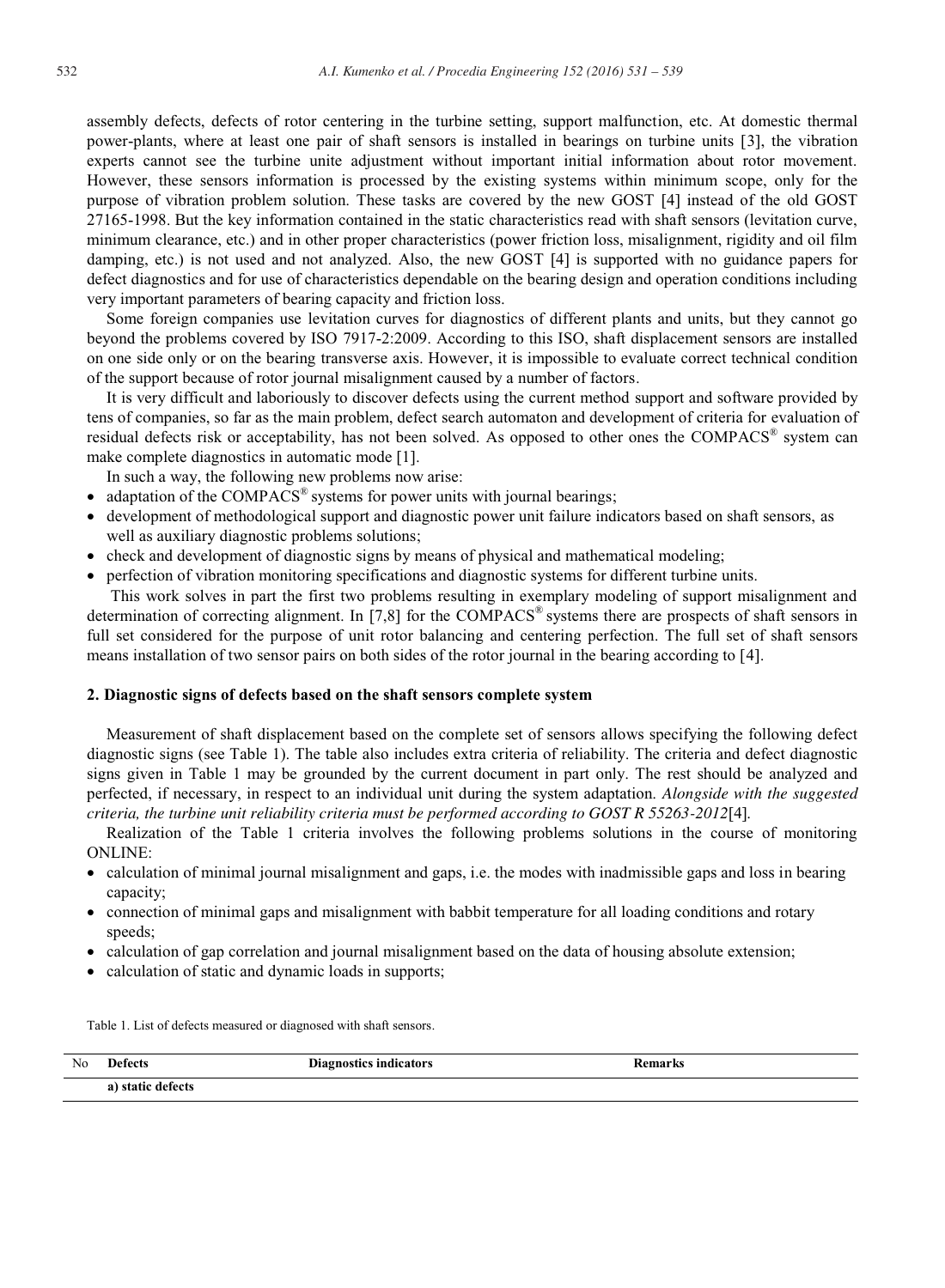assembly defects, defects of rotor centering in the turbine setting, support malfunction, etc. At domestic thermal power-plants, where at least one pair of shaft sensors is installed in bearings on turbine units [3], the vibration experts cannot see the turbine unite adjustment without important initial information about rotor movement. However, these sensors information is processed by the existing systems within minimum scope, only for the purpose of vibration problem solution. These tasks are covered by the new GOST [4] instead of the old GOST 27165-1998. But the key information contained in the static characteristics read with shaft sensors (levitation curve, minimum clearance, etc.) and in other proper characteristics (power friction loss, misalignment, rigidity and oil film damping, etc.) is not used and not analyzed. Also, the new GOST [4] is supported with no guidance papers for defect diagnostics and for use of characteristics dependable on the bearing design and operation conditions including very important parameters of bearing capacity and friction loss.

Some foreign companies use levitation curves for diagnostics of different plants and units, but they cannot go beyond the problems covered by ISO 7917-2:2009. According to this ISO, shaft displacement sensors are installed on one side only or on the bearing transverse axis. However, it is impossible to evaluate correct technical condition of the support because of rotor journal misalignment caused by a number of factors.

It is very difficult and laboriously to discover defects using the current method support and software provided by tens of companies, so far as the main problem, defect search automaton and development of criteria for evaluation of residual defects risk or acceptability, has not been solved. As opposed to other ones the COMPACS® system can make complete diagnostics in automatic mode [1].

In such a way, the following new problems now arise:

- adaptation of the COMPACS® systems for power units with journal bearings;
- development of methodological support and diagnostic power unit failure indicators based on shaft sensors, as well as auxiliary diagnostic problems solutions;
- check and development of diagnostic signs by means of physical and mathematical modeling;
- perfection of vibration monitoring specifications and diagnostic systems for different turbine units.

This work solves in part the first two problems resulting in exemplary modeling of support misalignment and determination of correcting alignment. In [7,8] for the COMPACS® systems there are prospects of shaft sensors in full set considered for the purpose of unit rotor balancing and centering perfection. The full set of shaft sensors means installation of two sensor pairs on both sides of the rotor journal in the bearing according to [4].

## 2. Diagnostic signs of defects based on the shaft sensors complete system

Measurement of shaft displacement based on the complete set of sensors allows specifying the following defect diagnostic signs (see Table 1). The table also includes extra criteria of reliability. The criteria and defect diagnostic signs given in Table 1 may be grounded by the current document in part only. The rest should be analyzed and perfected, if necessary, in respect to an individual unit during the system adaptation. *Alongside with the suggested criteria, the turbine unit reliability criteria must be performed according to GOST R 55263-2012*[4].

Realization of the Table 1 criteria involves the following problems solutions in the course of monitoring ONLINE:

- calculation of minimal journal misalignment and gaps, i.e. the modes with inadmissible gaps and loss in bearing capacity;
- connection of minimal gaps and misalignment with babbit temperature for all loading conditions and rotary speeds;
- calculation of gap correlation and journal misalignment based on the data of housing absolute extension;
- calculation of static and dynamic loads in supports;

Table 1. List of defects measured or diagnosed with shaft sensors.

| No | Defects | Diagnostics indicators | Remarks |
|---|---|---|---|
| | **a) static defects** | | |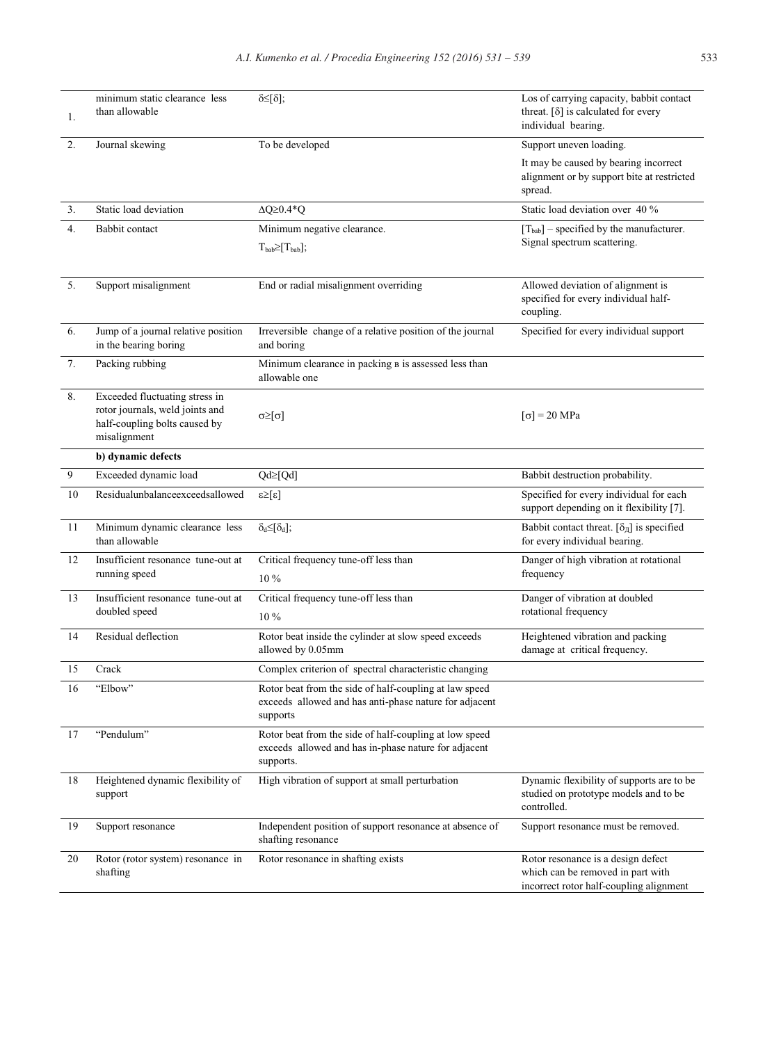| | | | |
|---|---|---|---|
| 1. | minimum static clearance less than allowable | $\delta \leq [\delta]$; | Los of carrying capacity, babbit contact threat. $[\delta]$ is calculated for every individual bearing. |
| 2. | Journal skewing | To be developed | Support uneven loading. It may be caused by bearing incorrect alignment or by support bite at restricted spread. |
| 3. | Static load deviation | $\Delta Q \geq 0.4 * Q$ | Static load deviation over 40 % |
| 4. | Babbit contact | Minimum negative clearance. $T_{bab} \geq [T_{bab}]$; | $[T_{bab}]$ – specified by the manufacturer. Signal spectrum scattering. |
| 5. | Support misalignment | End or radial misalignment overriding | Allowed deviation of alignment is specified for every individual half-coupling. |
| 6. | Jump of a journal relative position in the bearing boring | Irreversible change of a relative position of the journal and boring | Specified for every individual support |
| 7. | Packing rubbing | Minimum clearance in packing в is assessed less than allowable one | |
| 8. | Exceeded fluctuating stress in rotor journals, weld joints and half-coupling bolts caused by misalignment | $\sigma \geq [\sigma]$ | $[\sigma]$ = 20 MPa |
| | **b) dynamic defects** | | |
| 9 | Exceeded dynamic load | $Qd \geq [Qd]$ | Babbit destruction probability. |
| 10 | Residualunbalanceexceedsallowed | $\varepsilon \geq [\varepsilon]$ | Specified for every individual for each support depending on it flexibility [7]. |
| 11 | Minimum dynamic clearance less than allowable | $\delta_d \leq [\delta_d]$; | Babbit contact threat. $[\delta_Д]$ is specified for every individual bearing. |
| 12 | Insufficient resonance tune-out at running speed | Critical frequency tune-off less than 10 % | Danger of high vibration at rotational frequency |
| 13 | Insufficient resonance tune-out at doubled speed | Critical frequency tune-off less than 10 % | Danger of vibration at doubled rotational frequency |
| 14 | Residual deflection | Rotor beat inside the cylinder at slow speed exceeds allowed by 0.05mm | Heightened vibration and packing damage at critical frequency. |
| 15 | Crack | Complex criterion of spectral characteristic changing | |
| 16 | "Elbow" | Rotor beat from the side of half-coupling at law speed exceeds allowed and has anti-phase nature for adjacent supports | |
| 17 | "Pendulum" | Rotor beat from the side of half-coupling at low speed exceeds allowed and has in-phase nature for adjacent supports. | |
| 18 | Heightened dynamic flexibility of support | High vibration of support at small perturbation | Dynamic flexibility of supports are to be studied on prototype models and to be controlled. |
| 19 | Support resonance | Independent position of support resonance at absence of shafting resonance | Support resonance must be removed. |
| 20 | Rotor (rotor system) resonance in shafting | Rotor resonance in shafting exists | Rotor resonance is a design defect which can be removed in part with incorrect rotor half-coupling alignment |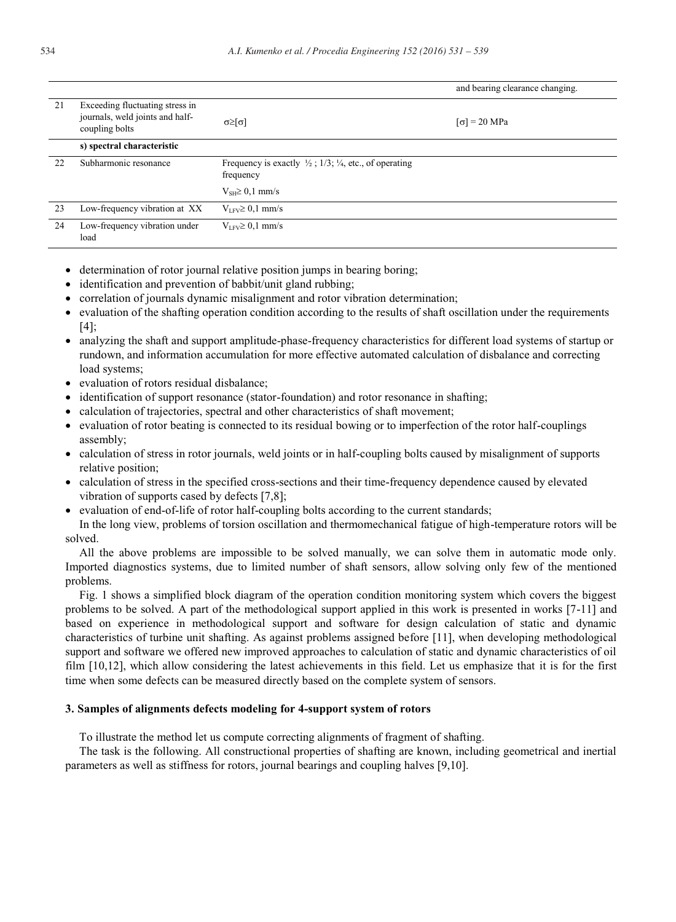| | | | |
|---|---|---|---|
| | | | and bearing clearance changing. |
| 21 | Exceeding fluctuating stress in journals, weld joints and half-coupling bolts | $\sigma \geq [\sigma]$ | $[\sigma]$ = 20 MPa |
| | **s) spectral characteristic** | | |
| 22 | Subharmonic resonance | Frequency is exactly ½ ; 1/3; ¼, etc., of operating frequency<br>$V_{SH} \geq 0,1$ mm/s | |
| 23 | Low-frequency vibration at XX | $V_{LFV} \geq 0,1$ mm/s | |
| 24 | Low-frequency vibration under load | $V_{LFV} \geq 0,1$ mm/s | |

- determination of rotor journal relative position jumps in bearing boring;
- identification and prevention of babbit/unit gland rubbing;
- correlation of journals dynamic misalignment and rotor vibration determination;
- evaluation of the shafting operation condition according to the results of shaft oscillation under the requirements [4];
- analyzing the shaft and support amplitude-phase-frequency characteristics for different load systems of startup or rundown, and information accumulation for more effective automated calculation of disbalance and correcting load systems;
- evaluation of rotors residual disbalance;
- identification of support resonance (stator-foundation) and rotor resonance in shafting;
- calculation of trajectories, spectral and other characteristics of shaft movement;
- evaluation of rotor beating is connected to its residual bowing or to imperfection of the rotor half-couplings assembly;
- calculation of stress in rotor journals, weld joints or in half-coupling bolts caused by misalignment of supports relative position;
- calculation of stress in the specified cross-sections and their time-frequency dependence caused by elevated vibration of supports cased by defects [7,8];
- evaluation of end-of-life of rotor half-coupling bolts according to the current standards;

In the long view, problems of torsion oscillation and thermomechanical fatigue of high-temperature rotors will be solved.

All the above problems are impossible to be solved manually, we can solve them in automatic mode only. Imported diagnostics systems, due to limited number of shaft sensors, allow solving only few of the mentioned problems.

Fig. 1 shows a simplified block diagram of the operation condition monitoring system which covers the biggest problems to be solved. A part of the methodological support applied in this work is presented in works [7-11] and based on experience in methodological support and software for design calculation of static and dynamic characteristics of turbine unit shafting. As against problems assigned before [11], when developing methodological support and software we offered new improved approaches to calculation of static and dynamic characteristics of oil film [10,12], which allow considering the latest achievements in this field. Let us emphasize that it is for the first time when some defects can be measured directly based on the complete system of sensors.

### 3. Samples of alignments defects modeling for 4-support system of rotors

To illustrate the method let us compute correcting alignments of fragment of shafting.

The task is the following. All constructional properties of shafting are known, including geometrical and inertial parameters as well as stiffness for rotors, journal bearings and coupling halves [9,10].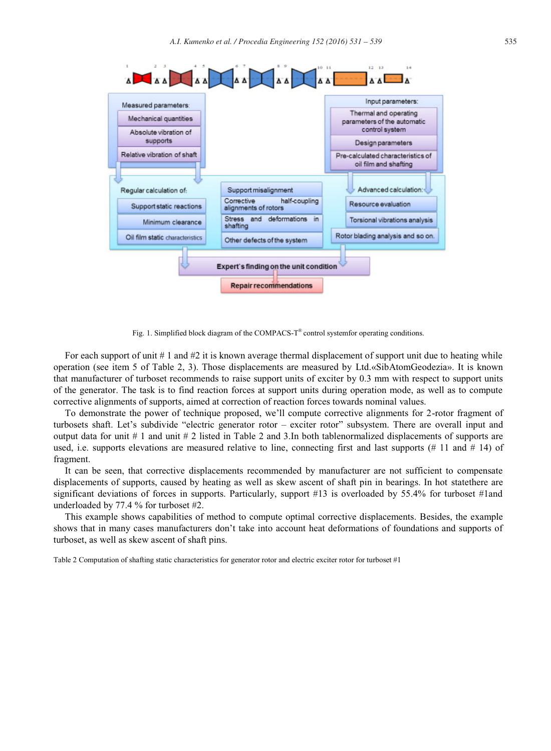Fig. 1. Simplified block diagram of the COMPACS-T® control systemfor operating conditions.

For each support of unit # 1 and #2 it is known average thermal displacement of support unit due to heating while operation (see item 5 of Table 2, 3). Those displacements are measured by Ltd.«SibAtomGeodezia». It is known that manufacturer of turboset recommends to raise support units of exciter by 0.3 mm with respect to support units of the generator. The task is to find reaction forces at support units during operation mode, as well as to compute corrective alignments of supports, aimed at correction of reaction forces towards nominal values.

To demonstrate the power of technique proposed, we'll compute corrective alignments for 2-rotor fragment of turbosets shaft. Let's subdivide "electric generator rotor – exciter rotor" subsystem. There are overall input and output data for unit # 1 and unit # 2 listed in Table 2 and 3.In both tablenormalized displacements of supports are used, i.e. supports elevations are measured relative to line, connecting first and last supports (# 11 and # 14) of fragment.

It can be seen, that corrective displacements recommended by manufacturer are not sufficient to compensate displacements of supports, caused by heating as well as skew ascent of shaft pin in bearings. In hot statethere are significant deviations of forces in supports. Particularly, support #13 is overloaded by 55.4% for turboset #1and underloaded by 77.4 % for turboset #2.

This example shows capabilities of method to compute optimal corrective displacements. Besides, the example shows that in many cases manufacturers don't take into account heat deformations of foundations and supports of turboset, as well as skew ascent of shaft pins.

Table 2 Computation of shafting static characteristics for generator rotor and electric exciter rotor for turboset #1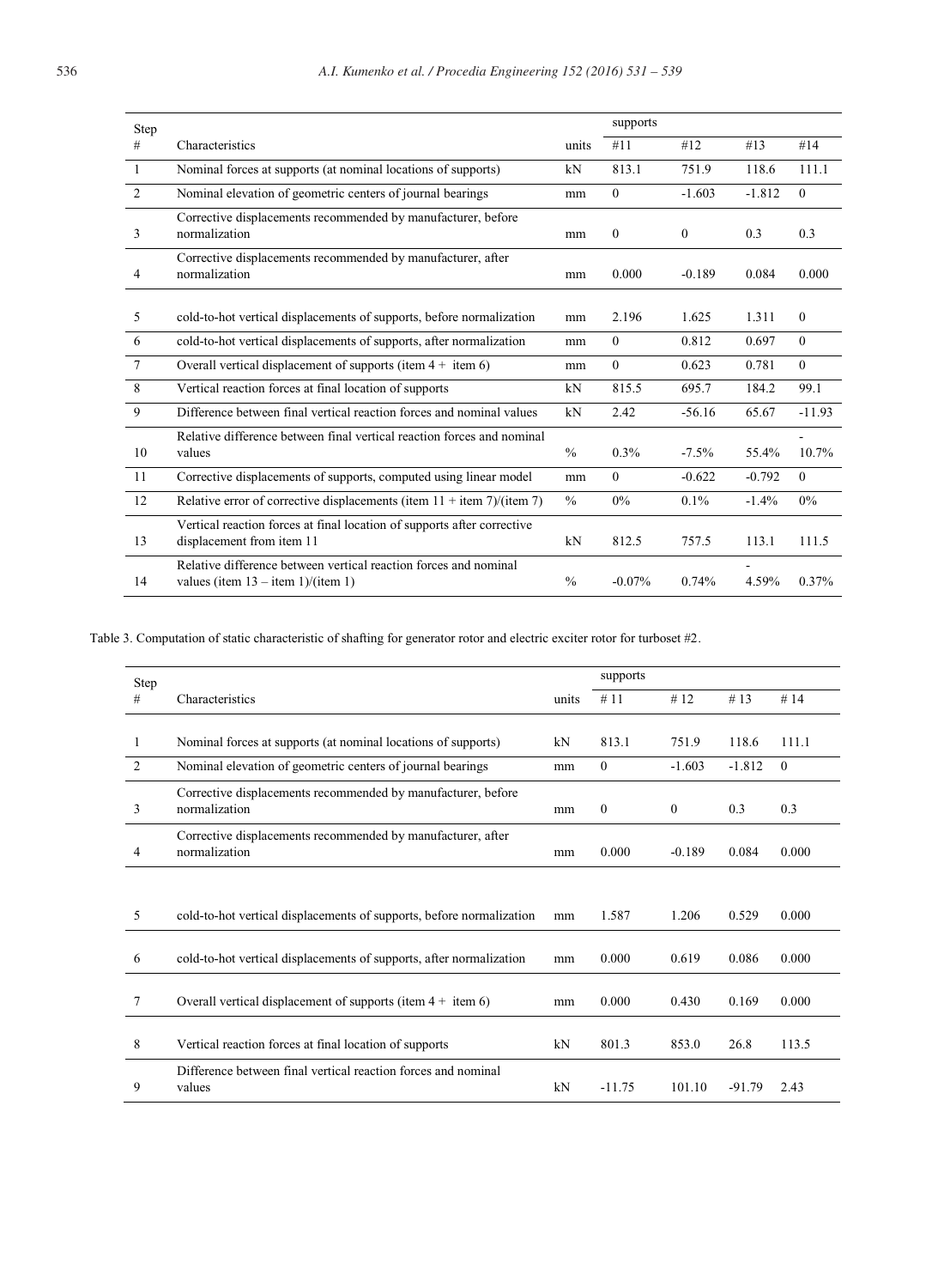| Step # | Characteristics | units | supports #11 | #12 | #13 | #14 |
|---|---|---|---|---|---|---|
| 1 | Nominal forces at supports (at nominal locations of supports) | kN | 813.1 | 751.9 | 118.6 | 111.1 |
| 2 | Nominal elevation of geometric centers of journal bearings | mm | 0 | -1.603 | -1.812 | 0 |
| 3 | Corrective displacements recommended by manufacturer, before normalization | mm | 0 | 0 | 0.3 | 0.3 |
| 4 | Corrective displacements recommended by manufacturer, after normalization | mm | 0.000 | -0.189 | 0.084 | 0.000 |
| 5 | cold-to-hot vertical displacements of supports, before normalization | mm | 2.196 | 1.625 | 1.311 | 0 |
| 6 | cold-to-hot vertical displacements of supports, after normalization | mm | 0 | 0.812 | 0.697 | 0 |
| 7 | Overall vertical displacement of supports (item 4 + item 6) | mm | 0 | 0.623 | 0.781 | 0 |
| 8 | Vertical reaction forces at final location of supports | kN | 815.5 | 695.7 | 184.2 | 99.1 |
| 9 | Difference between final vertical reaction forces and nominal values | kN | 2.42 | -56.16 | 65.67 | -11.93 |
| 10 | Relative difference between final vertical reaction forces and nominal values | % | 0.3% | -7.5% | 55.4% | -10.7% |
| 11 | Corrective displacements of supports, computed using linear model | mm | 0 | -0.622 | -0.792 | 0 |
| 12 | Relative error of corrective displacements (item 11 + item 7)/(item 7) | % | 0% | 0.1% | -1.4% | 0% |
| 13 | Vertical reaction forces at final location of supports after corrective displacement from item 11 | kN | 812.5 | 757.5 | 113.1 | 111.5 |
| 14 | Relative difference between vertical reaction forces and nominal values (item 13 – item 1)/(item 1) | % | -0.07% | 0.74% | -4.59% | 0.37% |

Table 3. Computation of static characteristic of shafting for generator rotor and electric exciter rotor for turboset #2.

| Step # | Characteristics | units | supports # 11 | # 12 | # 13 | # 14 |
|---|---|---|---|---|---|---|
| 1 | Nominal forces at supports (at nominal locations of supports) | kN | 813.1 | 751.9 | 118.6 | 111.1 |
| 2 | Nominal elevation of geometric centers of journal bearings | mm | 0 | -1.603 | -1.812 | 0 |
| 3 | Corrective displacements recommended by manufacturer, before normalization | mm | 0 | 0 | 0.3 | 0.3 |
| 4 | Corrective displacements recommended by manufacturer, after normalization | mm | 0.000 | -0.189 | 0.084 | 0.000 |
| 5 | cold-to-hot vertical displacements of supports, before normalization | mm | 1.587 | 1.206 | 0.529 | 0.000 |
| 6 | cold-to-hot vertical displacements of supports, after normalization | mm | 0.000 | 0.619 | 0.086 | 0.000 |
| 7 | Overall vertical displacement of supports (item 4 + item 6) | mm | 0.000 | 0.430 | 0.169 | 0.000 |
| 8 | Vertical reaction forces at final location of supports | kN | 801.3 | 853.0 | 26.8 | 113.5 |
| 9 | Difference between final vertical reaction forces and nominal values | kN | -11.75 | 101.10 | -91.79 | 2.43 |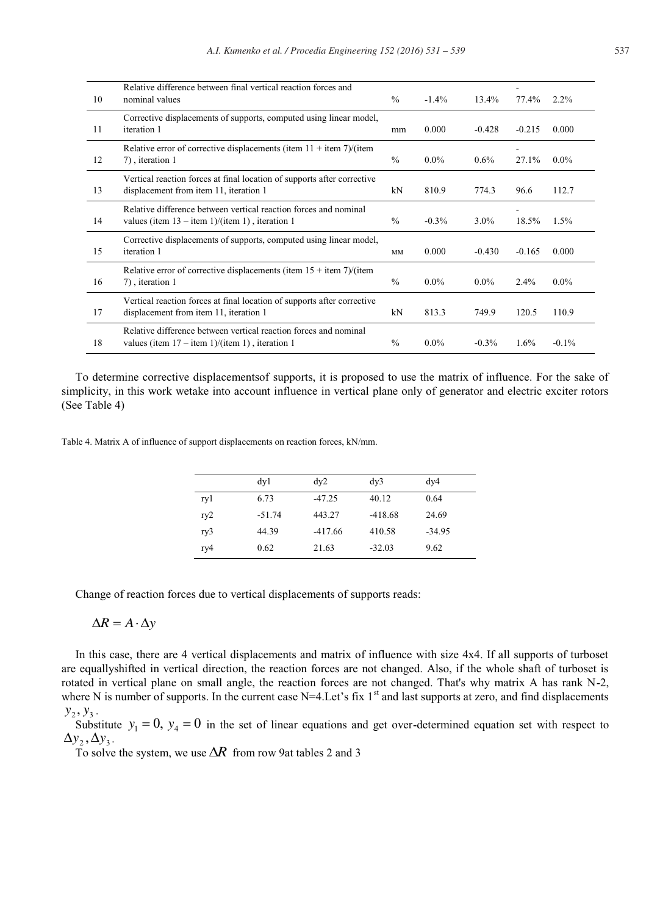| 10 | Relative difference between final vertical reaction forces and nominal values | % | -1.4% | 13.4% | -77.4% | 2.2% |
|---|---|---|---|---|---|---|
| 11 | Corrective displacements of supports, computed using linear model, iteration 1 | mm | 0.000 | -0.428 | -0.215 | 0.000 |
| 12 | Relative error of corrective displacements (item 11 + item 7)/(item 7) , iteration 1 | % | 0.0% | 0.6% | -27.1% | 0.0% |
| 13 | Vertical reaction forces at final location of supports after corrective displacement from item 11, iteration 1 | kN | 810.9 | 774.3 | 96.6 | 112.7 |
| 14 | Relative difference between vertical reaction forces and nominal values (item 13 – item 1)/(item 1) , iteration 1 | % | -0.3% | 3.0% | -18.5% | 1.5% |
| 15 | Corrective displacements of supports, computed using linear model, iteration 1 | мм | 0.000 | -0.430 | -0.165 | 0.000 |
| 16 | Relative error of corrective displacements (item 15 + item 7)/(item 7) , iteration 1 | % | 0.0% | 0.0% | 2.4% | 0.0% |
| 17 | Vertical reaction forces at final location of supports after corrective displacement from item 11, iteration 1 | kN | 813.3 | 749.9 | 120.5 | 110.9 |
| 18 | Relative difference between vertical reaction forces and nominal values (item 17 – item 1)/(item 1) , iteration 1 | % | 0.0% | -0.3% | 1.6% | -0.1% |

To determine corrective displacementsof supports, it is proposed to use the matrix of influence. For the sake of simplicity, in this work wetake into account influence in vertical plane only of generator and electric exciter rotors (See Table 4)

Table 4. Matrix A of influence of support displacements on reaction forces, kN/mm.

| | dy1 | dy2 | dy3 | dy4 |
|---|---|---|---|---|
| ry1 | 6.73 | -47.25 | 40.12 | 0.64 |
| ry2 | -51.74 | 443.27 | -418.68 | 24.69 |
| ry3 | 44.39 | -417.66 | 410.58 | -34.95 |
| ry4 | 0.62 | 21.63 | -32.03 | 9.62 |

Change of reaction forces due to vertical displacements of supports reads:

$$\Delta R = A \cdot \Delta y$$

In this case, there are 4 vertical displacements and matrix of influence with size 4x4. If all supports of turboset are equallyshifted in vertical direction, the reaction forces are not changed. Also, if the whole shaft of turboset is rotated in vertical plane on small angle, the reaction forces are not changed. That's why matrix A has rank N-2, where N is number of supports. In the current case N=4.Let's fix 1st and last supports at zero, and find displacements $y_2, y_3$.

Substitute $y_1 = 0,\ y_4 = 0$ in the set of linear equations and get over-determined equation set with respect to $\Delta y_2, \Delta y_3$.

To solve the system, we use $\Delta R$ from row 9at tables 2 and 3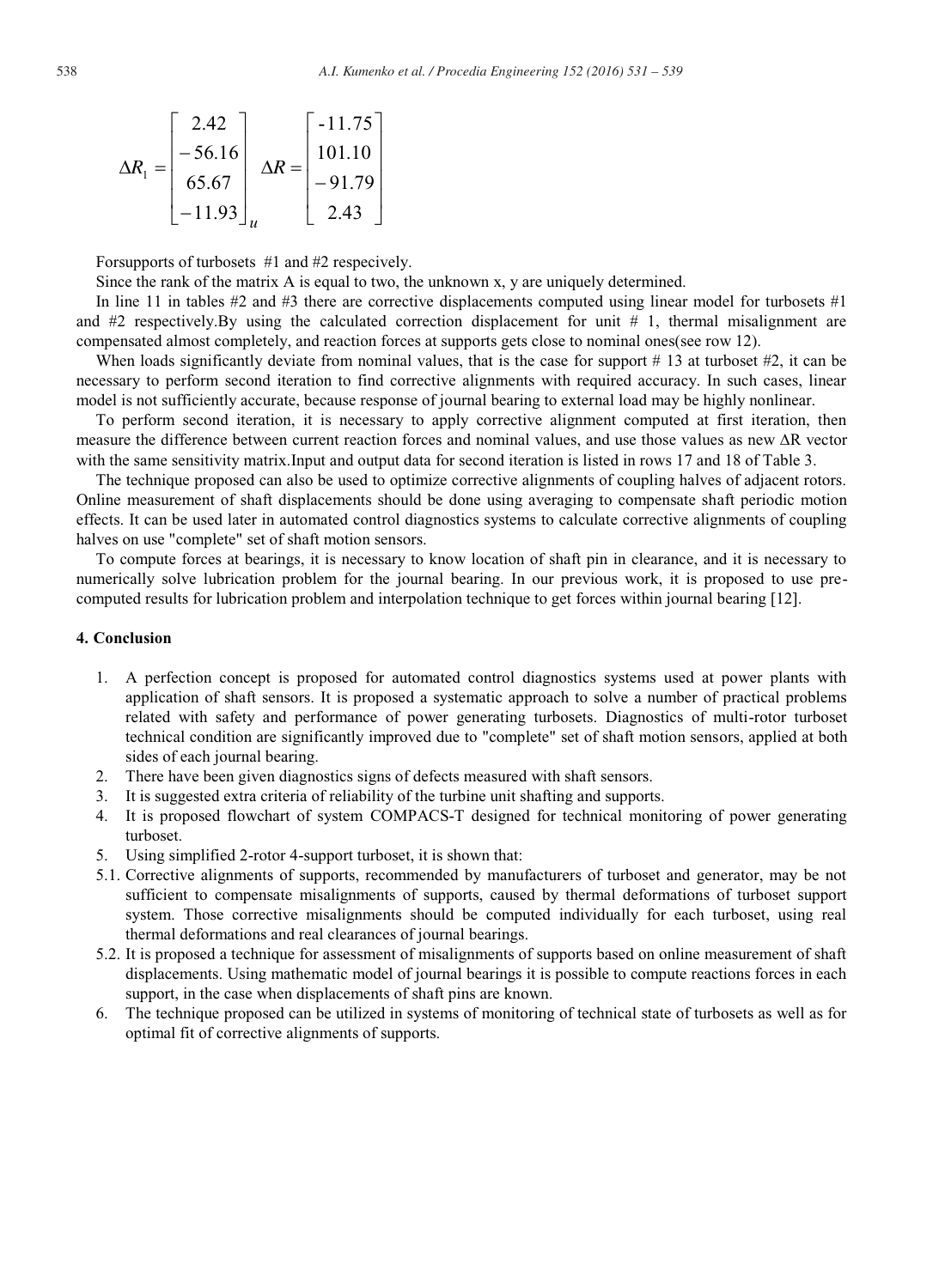$$\Delta R_1 = \begin{bmatrix} 2.42 \\ -56.16 \\ 65.67 \\ -11.93 \end{bmatrix}_u \quad \Delta R = \begin{bmatrix} -11.75 \\ 101.10 \\ -91.79 \\ 2.43 \end{bmatrix}$$

Forsupports of turbosets #1 and #2 respecively.

Since the rank of the matrix A is equal to two, the unknown x, y are uniquely determined.

In line 11 in tables #2 and #3 there are corrective displacements computed using linear model for turbosets #1 and #2 respectively.By using the calculated correction displacement for unit # 1, thermal misalignment are compensated almost completely, and reaction forces at supports gets close to nominal ones(see row 12).

When loads significantly deviate from nominal values, that is the case for support # 13 at turboset #2, it can be necessary to perform second iteration to find corrective alignments with required accuracy. In such cases, linear model is not sufficiently accurate, because response of journal bearing to external load may be highly nonlinear.

To perform second iteration, it is necessary to apply corrective alignment computed at first iteration, then measure the difference between current reaction forces and nominal values, and use those values as new ΔR vector with the same sensitivity matrix.Input and output data for second iteration is listed in rows 17 and 18 of Table 3.

The technique proposed can also be used to optimize corrective alignments of coupling halves of adjacent rotors. Online measurement of shaft displacements should be done using averaging to compensate shaft periodic motion effects. It can be used later in automated control diagnostics systems to calculate corrective alignments of coupling halves on use "complete" set of shaft motion sensors.

To compute forces at bearings, it is necessary to know location of shaft pin in clearance, and it is necessary to numerically solve lubrication problem for the journal bearing. In our previous work, it is proposed to use pre-computed results for lubrication problem and interpolation technique to get forces within journal bearing [12].

## 4. Conclusion

1. A perfection concept is proposed for automated control diagnostics systems used at power plants with application of shaft sensors. It is proposed a systematic approach to solve a number of practical problems related with safety and performance of power generating turbosets. Diagnostics of multi-rotor turboset technical condition are significantly improved due to "complete" set of shaft motion sensors, applied at both sides of each journal bearing.
2. There have been given diagnostics signs of defects measured with shaft sensors.
3. It is suggested extra criteria of reliability of the turbine unit shafting and supports.
4. It is proposed flowchart of system COMPACS-T designed for technical monitoring of power generating turboset.
5. Using simplified 2-rotor 4-support turboset, it is shown that:

5.1. Corrective alignments of supports, recommended by manufacturers of turboset and generator, may be not sufficient to compensate misalignments of supports, caused by thermal deformations of turboset support system. Those corrective misalignments should be computed individually for each turboset, using real thermal deformations and real clearances of journal bearings.

5.2. It is proposed a technique for assessment of misalignments of supports based on online measurement of shaft displacements. Using mathematic model of journal bearings it is possible to compute reactions forces in each support, in the case when displacements of shaft pins are known.

6. The technique proposed can be utilized in systems of monitoring of technical state of turbosets as well as for optimal fit of corrective alignments of supports.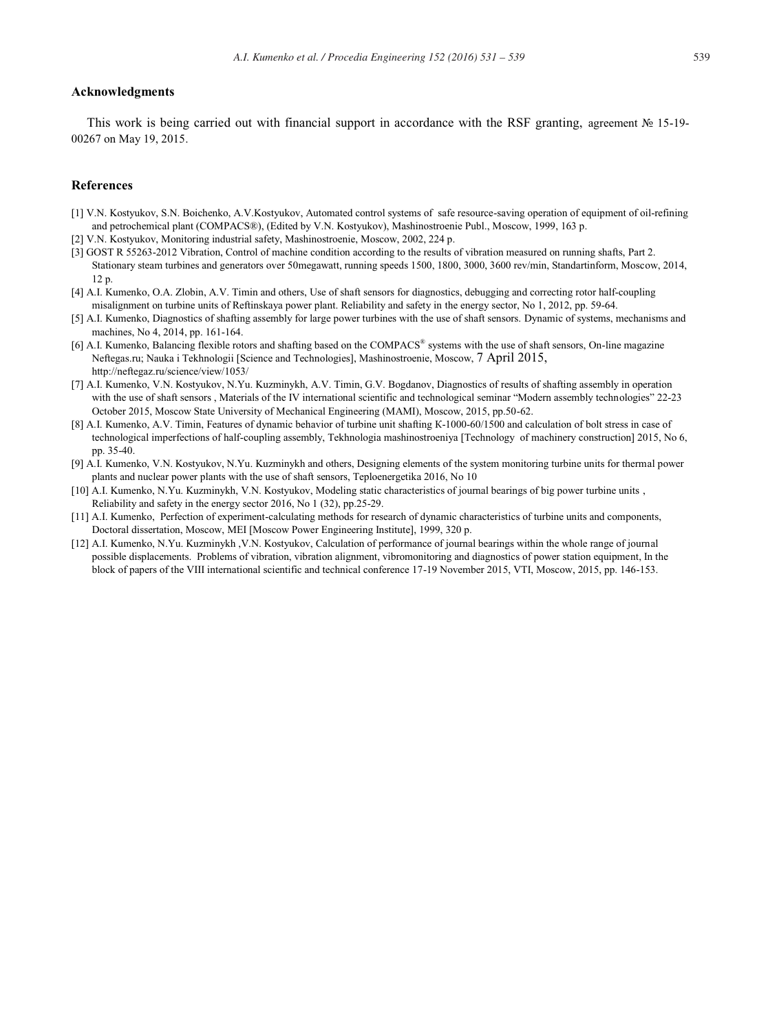## Acknowledgments

This work is being carried out with financial support in accordance with the RSF granting, agreement № 15-19-00267 on May 19, 2015.

## References

[1] V.N. Kostyukov, S.N. Boichenko, A.V.Kostyukov, Automated control systems of safe resource-saving operation of equipment of oil-refining and petrochemical plant (COMPACS®), (Edited by V.N. Kostyukov), Mashinostroenie Publ., Moscow, 1999, 163 p.

[2] V.N. Kostyukov, Monitoring industrial safety, Mashinostroenie, Moscow, 2002, 224 p.

[3] GOST R 55263-2012 Vibration, Control of machine condition according to the results of vibration measured on running shafts, Part 2. Stationary steam turbines and generators over 50megawatt, running speeds 1500, 1800, 3000, 3600 rev/min, Standartinform, Moscow, 2014, 12 p.

[4] A.I. Kumenko, O.A. Zlobin, A.V. Timin and others, Use of shaft sensors for diagnostics, debugging and correcting rotor half-coupling misalignment on turbine units of Reftinskaya power plant. Reliability and safety in the energy sector, No 1, 2012, pp. 59-64.

[5] A.I. Kumenko, Diagnostics of shafting assembly for large power turbines with the use of shaft sensors. Dynamic of systems, mechanisms and machines, No 4, 2014, pp. 161-164.

[6] A.I. Kumenko, Balancing flexible rotors and shafting based on the COMPACS® systems with the use of shaft sensors, On-line magazine Neftegas.ru; Nauka i Tekhnologii [Science and Technologies], Mashinostroenie, Moscow, 7 April 2015, http://neftegaz.ru/science/view/1053/

[7] A.I. Kumenko, V.N. Kostyukov, N.Yu. Kuzminykh, A.V. Timin, G.V. Bogdanov, Diagnostics of results of shafting assembly in operation with the use of shaft sensors , Materials of the IV international scientific and technological seminar “Modern assembly technologies” 22-23 October 2015, Moscow State University of Mechanical Engineering (MAMI), Moscow, 2015, pp.50-62.

[8] A.I. Kumenko, A.V. Timin, Features of dynamic behavior of turbine unit shafting K-1000-60/1500 and calculation of bolt stress in case of technological imperfections of half-coupling assembly, Tekhnologia mashinostroeniya [Technology of machinery construction] 2015, No 6, pp. 35-40.

[9] A.I. Kumenko, V.N. Kostyukov, N.Yu. Kuzminykh and others, Designing elements of the system monitoring turbine units for thermal power plants and nuclear power plants with the use of shaft sensors, Teploenergetika 2016, No 10

[10] A.I. Kumenko, N.Yu. Kuzminykh, V.N. Kostyukov, Modeling static characteristics of journal bearings of big power turbine units , Reliability and safety in the energy sector 2016, No 1 (32), pp.25-29.

[11] A.I. Kumenko, Perfection of experiment-calculating methods for research of dynamic characteristics of turbine units and components, Doctoral dissertation, Moscow, MEI [Moscow Power Engineering Institute], 1999, 320 p.

[12] A.I. Kumenko, N.Yu. Kuzminykh ,V.N. Kostyukov, Calculation of performance of journal bearings within the whole range of journal possible displacements. Problems of vibration, vibration alignment, vibromonitoring and diagnostics of power station equipment, In the block of papers of the VIII international scientific and technical conference 17-19 November 2015, VTI, Moscow, 2015, pp. 146-153.